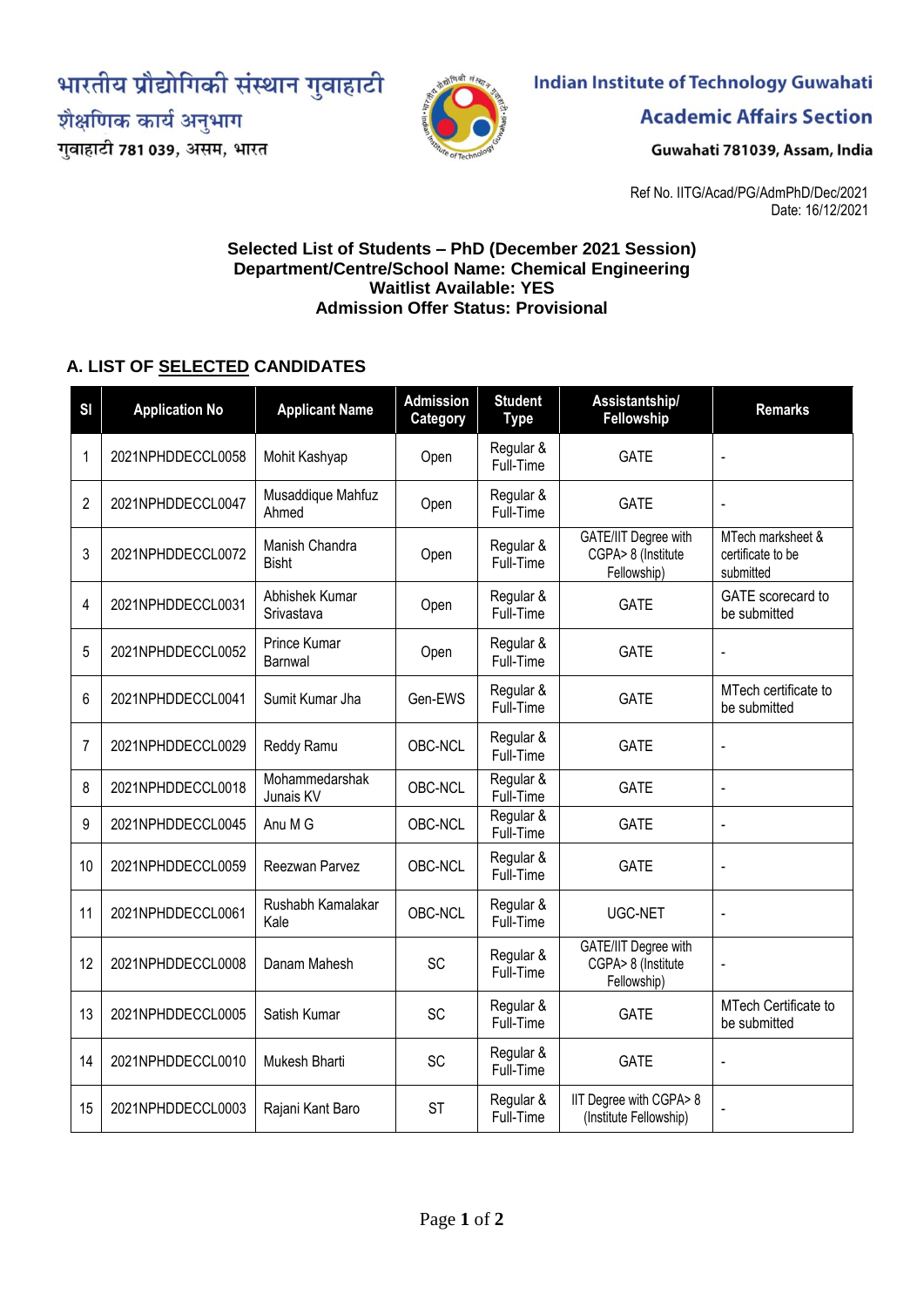भारतीय प्रौद्योगिकी संस्थान गुवाहाटी
शैक्षणिक कार्य अनुभाग
गुवाहाटी 781 039, असम, भारत

**Indian Institute of Technology Guwahati**
**Academic Affairs Section**
Guwahati 781039, Assam, India

Ref No. IITG/Acad/PG/AdmPhD/Dec/2021
Date: 16/12/2021

**Selected List of Students – PhD (December 2021 Session)**
**Department/Centre/School Name: Chemical Engineering**
**Waitlist Available: YES**
**Admission Offer Status: Provisional**

## A. LIST OF SELECTED CANDIDATES

| Sl | Application No | Applicant Name | Admission Category | Student Type | Assistantship/ Fellowship | Remarks |
|---|---|---|---|---|---|---|
| 1 | 2021NPHDDECCL0058 | Mohit Kashyap | Open | Regular & Full-Time | GATE | - |
| 2 | 2021NPHDDECCL0047 | Musaddique Mahfuz Ahmed | Open | Regular & Full-Time | GATE | - |
| 3 | 2021NPHDDECCL0072 | Manish Chandra Bisht | Open | Regular & Full-Time | GATE/IIT Degree with CGPA> 8 (Institute Fellowship) | MTech marksheet & certificate to be submitted |
| 4 | 2021NPHDDECCL0031 | Abhishek Kumar Srivastava | Open | Regular & Full-Time | GATE | GATE scorecard to be submitted |
| 5 | 2021NPHDDECCL0052 | Prince Kumar Barnwal | Open | Regular & Full-Time | GATE | - |
| 6 | 2021NPHDDECCL0041 | Sumit Kumar Jha | Gen-EWS | Regular & Full-Time | GATE | MTech certificate to be submitted |
| 7 | 2021NPHDDECCL0029 | Reddy Ramu | OBC-NCL | Regular & Full-Time | GATE | - |
| 8 | 2021NPHDDECCL0018 | Mohammedarshak Junais KV | OBC-NCL | Regular & Full-Time | GATE | - |
| 9 | 2021NPHDDECCL0045 | Anu M G | OBC-NCL | Regular & Full-Time | GATE | - |
| 10 | 2021NPHDDECCL0059 | Reezwan Parvez | OBC-NCL | Regular & Full-Time | GATE | - |
| 11 | 2021NPHDDECCL0061 | Rushabh Kamalakar Kale | OBC-NCL | Regular & Full-Time | UGC-NET | - |
| 12 | 2021NPHDDECCL0008 | Danam Mahesh | SC | Regular & Full-Time | GATE/IIT Degree with CGPA> 8 (Institute Fellowship) | - |
| 13 | 2021NPHDDECCL0005 | Satish Kumar | SC | Regular & Full-Time | GATE | MTech Certificate to be submitted |
| 14 | 2021NPHDDECCL0010 | Mukesh Bharti | SC | Regular & Full-Time | GATE | - |
| 15 | 2021NPHDDECCL0003 | Rajani Kant Baro | ST | Regular & Full-Time | IIT Degree with CGPA> 8 (Institute Fellowship) | - |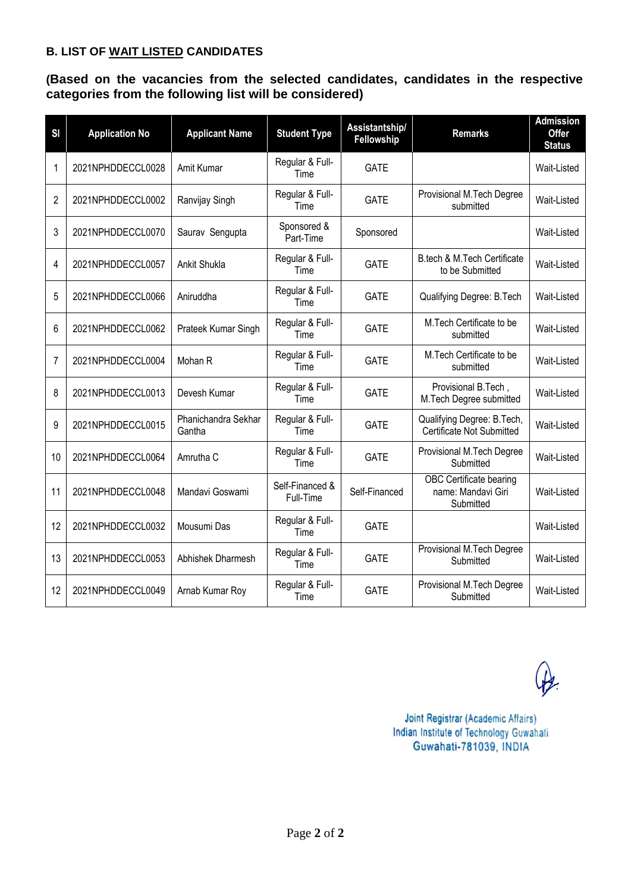**B. LIST OF WAIT LISTED CANDIDATES**

**(Based on the vacancies from the selected candidates, candidates in the respective categories from the following list will be considered)**

| Sl | Application No | Applicant Name | Student Type | Assistantship/ Fellowship | Remarks | Admission Offer Status |
|---|---|---|---|---|---|---|
| 1 | 2021NPHDDECCL0028 | Amit Kumar | Regular & Full-Time | GATE | | Wait-Listed |
| 2 | 2021NPHDDECCL0002 | Ranvijay Singh | Regular & Full-Time | GATE | Provisional M.Tech Degree submitted | Wait-Listed |
| 3 | 2021NPHDDECCL0070 | Saurav Sengupta | Sponsored & Part-Time | Sponsored | | Wait-Listed |
| 4 | 2021NPHDDECCL0057 | Ankit Shukla | Regular & Full-Time | GATE | B.tech & M.Tech Certificate to be Submitted | Wait-Listed |
| 5 | 2021NPHDDECCL0066 | Aniruddha | Regular & Full-Time | GATE | Qualifying Degree: B.Tech | Wait-Listed |
| 6 | 2021NPHDDECCL0062 | Prateek Kumar Singh | Regular & Full-Time | GATE | M.Tech Certificate to be submitted | Wait-Listed |
| 7 | 2021NPHDDECCL0004 | Mohan R | Regular & Full-Time | GATE | M.Tech Certificate to be submitted | Wait-Listed |
| 8 | 2021NPHDDECCL0013 | Devesh Kumar | Regular & Full-Time | GATE | Provisional B.Tech , M.Tech Degree submitted | Wait-Listed |
| 9 | 2021NPHDDECCL0015 | Phanichandra Sekhar Gantha | Regular & Full-Time | GATE | Qualifying Degree: B.Tech, Certificate Not Submitted | Wait-Listed |
| 10 | 2021NPHDDECCL0064 | Amrutha C | Regular & Full-Time | GATE | Provisional M.Tech Degree Submitted | Wait-Listed |
| 11 | 2021NPHDDECCL0048 | Mandavi Goswami | Self-Financed & Full-Time | Self-Financed | OBC Certificate bearing name: Mandavi Giri Submitted | Wait-Listed |
| 12 | 2021NPHDDECCL0032 | Mousumi Das | Regular & Full-Time | GATE | | Wait-Listed |
| 13 | 2021NPHDDECCL0053 | Abhishek Dharmesh | Regular & Full-Time | GATE | Provisional M.Tech Degree Submitted | Wait-Listed |
| 12 | 2021NPHDDECCL0049 | Arnab Kumar Roy | Regular & Full-Time | GATE | Provisional M.Tech Degree Submitted | Wait-Listed |

Joint Registrar (Academic Affairs)
Indian Institute of Technology Guwahati
Guwahati-781039, INDIA